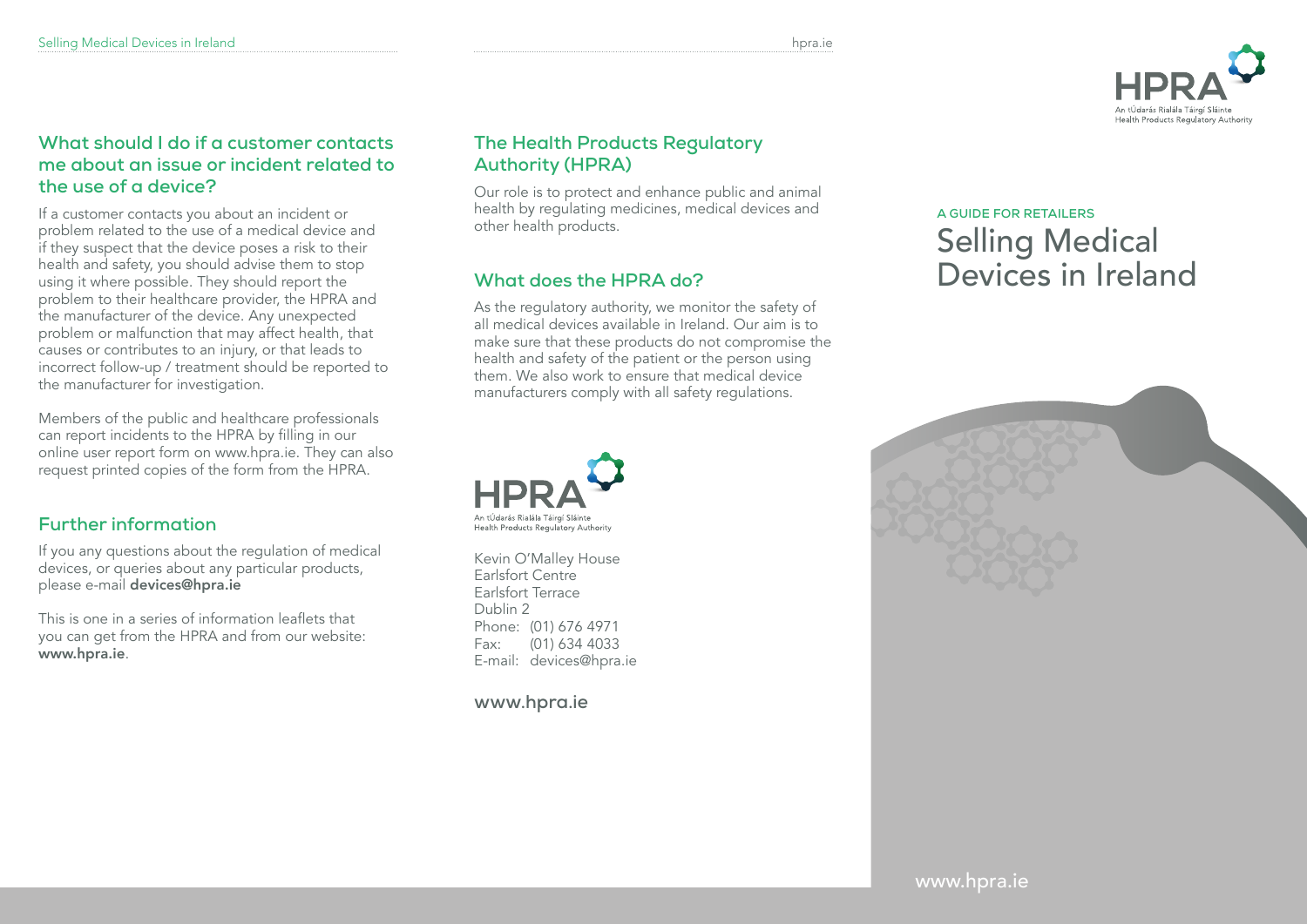## What should I do if a customer contacts me about an issue or incident related to the use of a device?

If a customer contacts you about an incident or problem related to the use of a medical device and if they suspect that the device poses a risk to their health and safety, you should advise them to stop using it where possible. They should report the problem to their healthcare provider, the HPRA and the manufacturer of the device. Any unexpected problem or malfunction that may affect health, that causes or contributes to an injury, or that leads to incorrect follow-up / treatment should be reported to the manufacturer for investigation.

Members of the public and healthcare professionals can report incidents to the HPRA by filling in our online user report form on www.hpra.ie. They can also request printed copies of the form from the HPRA.

## Further information

If you any questions about the regulation of medical devices, or queries about any particular products, please e-mail **devices@hpra.ie**

This is one in a series of information leaflets that you can get from the HPRA and from our website: **www.hpra.ie**.

## The Health Products Regulatory Authority (HPRA)

Our role is to protect and enhance public and animal health by regulating medicines, medical devices and other health products.

## What does the HPRA do?

As the regulatory authority, we monitor the safety of all medical devices available in Ireland. Our aim is to make sure that these products do not compromise the health and safety of the patient or the person using them. We also work to ensure that medical device manufacturers comply with all safety regulations.

HPRA
An tÚdarás Rialála Táirgí Sláinte
Health Products Regulatory Authority

Kevin O'Malley House
Earlsfort Centre
Earlsfort Terrace
Dublin 2
Phone: (01) 676 4971
Fax: (01) 634 4033
E-mail: devices@hpra.ie

**www.hpra.ie**

HPRA
An tÚdarás Rialála Táirgí Sláinte
Health Products Regulatory Authority

A GUIDE FOR RETAILERS

# Selling Medical Devices in Ireland

www.hpra.ie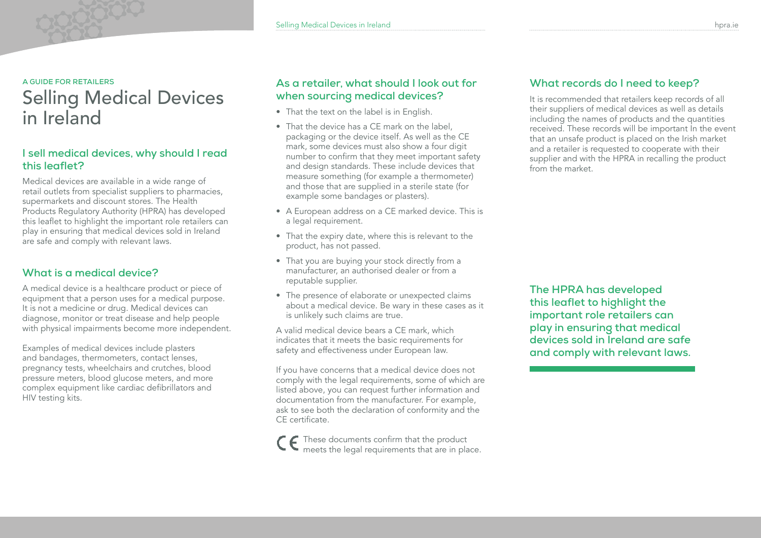A GUIDE FOR RETAILERS

# Selling Medical Devices in Ireland

## I sell medical devices, why should I read this leaflet?

Medical devices are available in a wide range of retail outlets from specialist suppliers to pharmacies, supermarkets and discount stores. The Health Products Regulatory Authority (HPRA) has developed this leaflet to highlight the important role retailers can play in ensuring that medical devices sold in Ireland are safe and comply with relevant laws.

## What is a medical device?

A medical device is a healthcare product or piece of equipment that a person uses for a medical purpose. It is not a medicine or drug. Medical devices can diagnose, monitor or treat disease and help people with physical impairments become more independent.

Examples of medical devices include plasters and bandages, thermometers, contact lenses, pregnancy tests, wheelchairs and crutches, blood pressure meters, blood glucose meters, and more complex equipment like cardiac defibrillators and HIV testing kits.

## As a retailer, what should I look out for when sourcing medical devices?

- That the text on the label is in English.
- That the device has a CE mark on the label, packaging or the device itself. As well as the CE mark, some devices must also show a four digit number to confirm that they meet important safety and design standards. These include devices that measure something (for example a thermometer) and those that are supplied in a sterile state (for example some bandages or plasters).
- A European address on a CE marked device. This is a legal requirement.
- That the expiry date, where this is relevant to the product, has not passed.
- That you are buying your stock directly from a manufacturer, an authorised dealer or from a reputable supplier.
- The presence of elaborate or unexpected claims about a medical device. Be wary in these cases as it is unlikely such claims are true.

A valid medical device bears a CE mark, which indicates that it meets the basic requirements for safety and effectiveness under European law.

If you have concerns that a medical device does not comply with the legal requirements, some of which are listed above, you can request further information and documentation from the manufacturer. For example, ask to see both the declaration of conformity and the CE certificate.

CE These documents confirm that the product meets the legal requirements that are in place.

## What records do I need to keep?

It is recommended that retailers keep records of all their suppliers of medical devices as well as details including the names of products and the quantities received. These records will be important In the event that an unsafe product is placed on the Irish market and a retailer is requested to cooperate with their supplier and with the HPRA in recalling the product from the market.

**The HPRA has developed this leaflet to highlight the important role retailers can play in ensuring that medical devices sold in Ireland are safe and comply with relevant laws.**